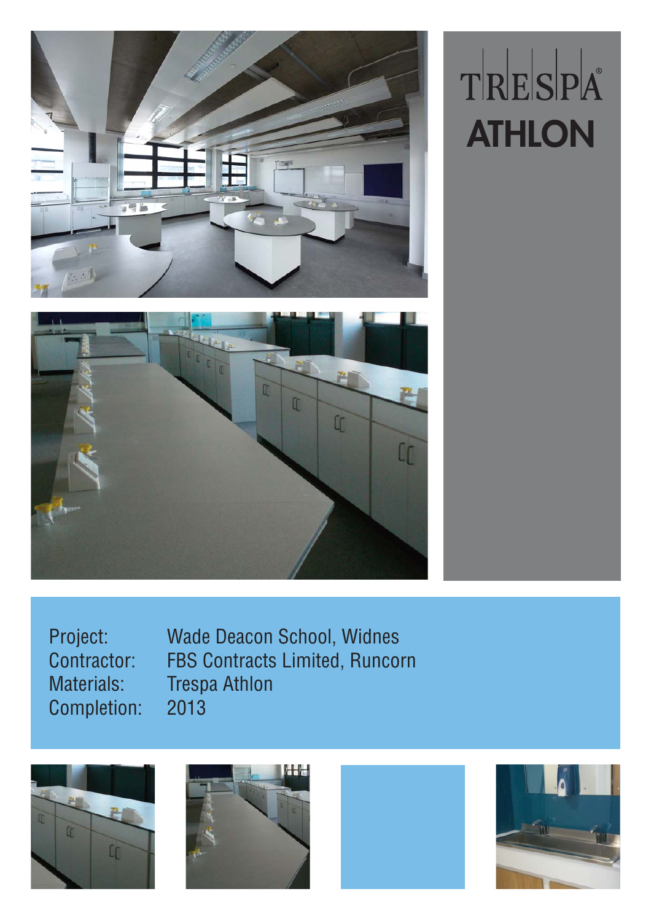# TRESPA

## ATHLON

| | |
|---|---|
| Project: | Wade Deacon School, Widnes |
| Contractor: | FBS Contracts Limited, Runcorn |
| Materials: | Trespa Athlon |
| Completion: | 2013 |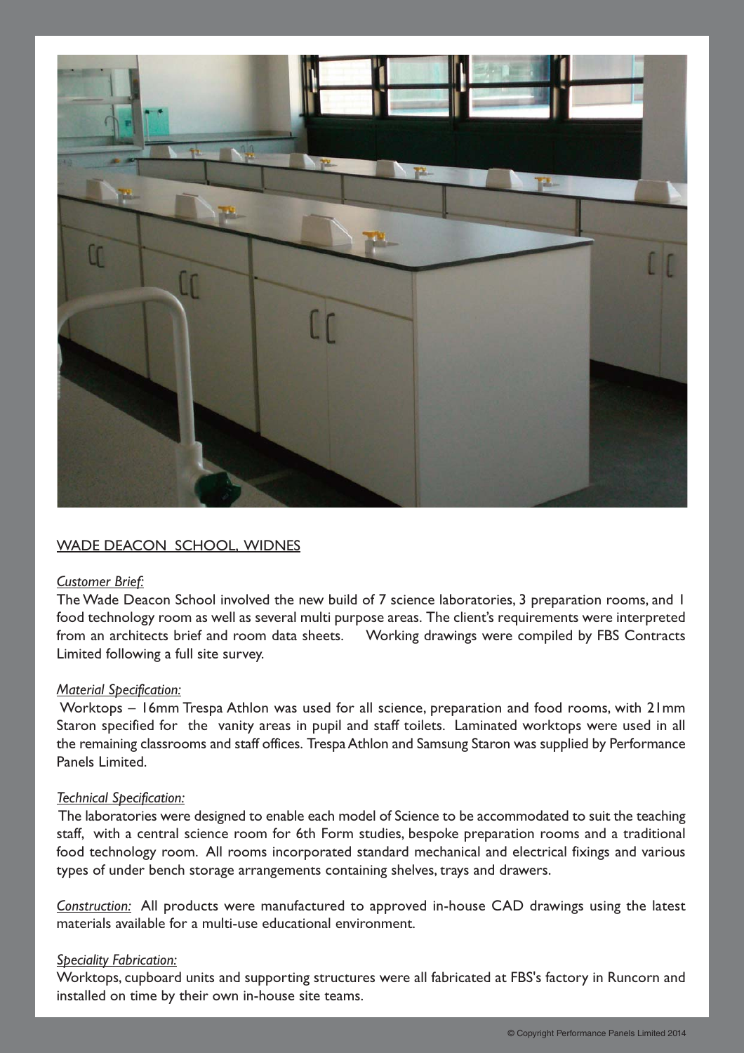## WADE DEACON SCHOOL, WIDNES

*Customer Brief:*

The Wade Deacon School involved the new build of 7 science laboratories, 3 preparation rooms, and 1 food technology room as well as several multi purpose areas. The client's requirements were interpreted from an architects brief and room data sheets. Working drawings were compiled by FBS Contracts Limited following a full site survey.

*Material Specification:*

Worktops – 16mm Trespa Athlon was used for all science, preparation and food rooms, with 21mm Staron specified for the vanity areas in pupil and staff toilets. Laminated worktops were used in all the remaining classrooms and staff offices. Trespa Athlon and Samsung Staron was supplied by Performance Panels Limited.

*Technical Specification:*

The laboratories were designed to enable each model of Science to be accommodated to suit the teaching staff, with a central science room for 6th Form studies, bespoke preparation rooms and a traditional food technology room. All rooms incorporated standard mechanical and electrical fixings and various types of under bench storage arrangements containing shelves, trays and drawers.

*Construction:* All products were manufactured to approved in-house CAD drawings using the latest materials available for a multi-use educational environment.

*Speciality Fabrication:*

Worktops, cupboard units and supporting structures were all fabricated at FBS's factory in Runcorn and installed on time by their own in-house site teams.

© Copyright Performance Panels Limited 2014